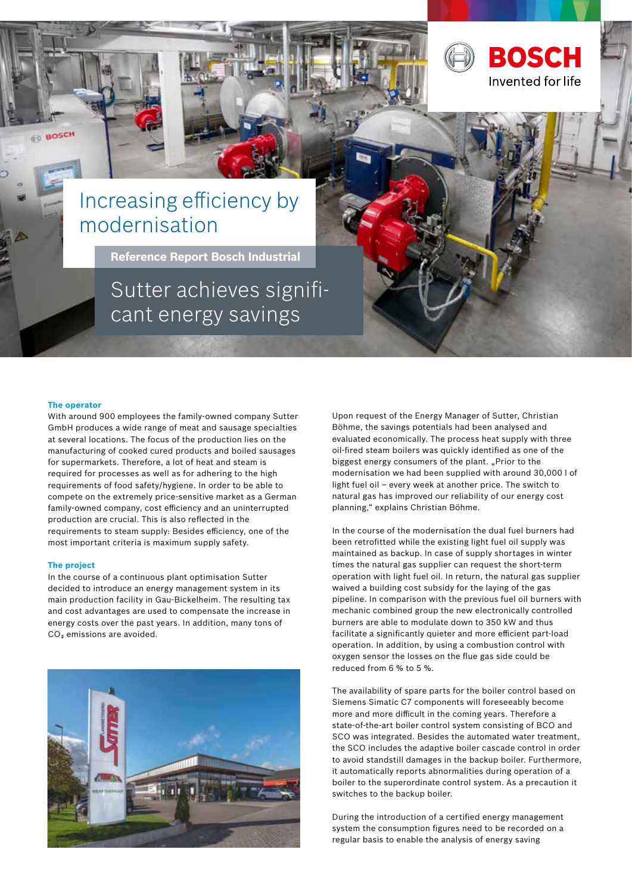# Increasing efficiency by modernisation

**Reference Report Bosch Industrial**

## Sutter achieves significant energy savings

### The operator

With around 900 employees the family-owned company Sutter GmbH produces a wide range of meat and sausage specialties at several locations. The focus of the production lies on the manufacturing of cooked cured products and boiled sausages for supermarkets. Therefore, a lot of heat and steam is required for processes as well as for adhering to the high requirements of food safety/hygiene. In order to be able to compete on the extremely price-sensitive market as a German family-owned company, cost efficiency and an uninterrupted production are crucial. This is also reflected in the requirements to steam supply: Besides efficiency, one of the most important criteria is maximum supply safety.

### The project

In the course of a continuous plant optimisation Sutter decided to introduce an energy management system in its main production facility in Gau-Bickelheim. The resulting tax and cost advantages are used to compensate the increase in energy costs over the past years. In addition, many tons of $CO_2$ emissions are avoided.

Upon request of the Energy Manager of Sutter, Christian Böhme, the savings potentials had been analysed and evaluated economically. The process heat supply with three oil-fired steam boilers was quickly identified as one of the biggest energy consumers of the plant. „Prior to the modernisation we had been supplied with around 30,000 l of light fuel oil – every week at another price. The switch to natural gas has improved our reliability of our energy cost planning,“ explains Christian Böhme.

In the course of the modernisation the dual fuel burners had been retrofitted while the existing light fuel oil supply was maintained as backup. In case of supply shortages in winter times the natural gas supplier can request the short-term operation with light fuel oil. In return, the natural gas supplier waived a building cost subsidy for the laying of the gas pipeline. In comparison with the previous fuel oil burners with mechanic combined group the new electronically controlled burners are able to modulate down to 350 kW and thus facilitate a significantly quieter and more efficient part-load operation. In addition, by using a combustion control with oxygen sensor the losses on the flue gas side could be reduced from 6 % to 5 %.

The availability of spare parts for the boiler control based on Siemens Simatic C7 components will foreseeably become more and more difficult in the coming years. Therefore a state-of-the-art boiler control system consisting of BCO and SCO was integrated. Besides the automated water treatment, the SCO includes the adaptive boiler cascade control in order to avoid standstill damages in the backup boiler. Furthermore, it automatically reports abnormalities during operation of a boiler to the superordinate control system. As a precaution it switches to the backup boiler.

During the introduction of a certified energy management system the consumption figures need to be recorded on a regular basis to enable the analysis of energy saving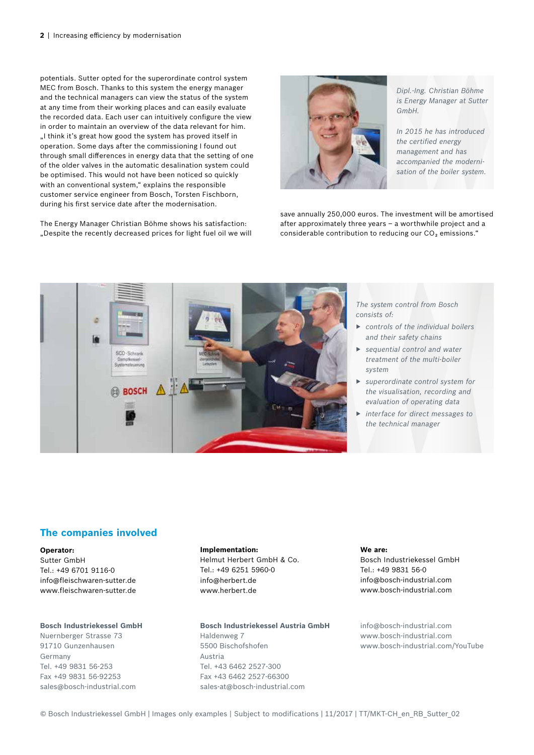potentials. Sutter opted for the superordinate control system MEC from Bosch. Thanks to this system the energy manager and the technical managers can view the status of the system at any time from their working places and can easily evaluate the recorded data. Each user can intuitively configure the view in order to maintain an overview of the data relevant for him. „I think it's great how good the system has proved itself in operation. Some days after the commissioning I found out through small differences in energy data that the setting of one of the older valves in the automatic desalination system could be optimised. This would not have been noticed so quickly with an conventional system,“ explains the responsible customer service engineer from Bosch, Torsten Fischborn, during his first service date after the modernisation.

The Energy Manager Christian Böhme shows his satisfaction: „Despite the recently decreased prices for light fuel oil we will save annually 250,000 euros. The investment will be amortised after approximately three years – a worthwhile project and a considerable contribution to reducing our $CO_2$ emissions.“

*Dipl.-Ing. Christian Böhme is Energy Manager at Sutter GmbH.*

*In 2015 he has introduced the certified energy management and has accompanied the modernisation of the boiler system.*

*The system control from Bosch consists of:*

- *controls of the individual boilers and their safety chains*
- *sequential control and water treatment of the multi-boiler system*
- *superordinate control system for the visualisation, recording and evaluation of operating data*
- *interface for direct messages to the technical manager*

## The companies involved

**Operator:**
Sutter GmbH
Tel.: +49 6701 9116-0
info@fleischwaren-sutter.de
www.fleischwaren-sutter.de

**Implementation:**
Helmut Herbert GmbH & Co.
Tel.: +49 6251 5960-0
info@herbert.de
www.herbert.de

**We are:**
Bosch Industriekessel GmbH
Tel.: +49 9831 56-0
info@bosch-industrial.com
www.bosch-industrial.com

**Bosch Industriekessel GmbH**
Nuernberger Strasse 73
91710 Gunzenhausen
Germany
Tel. +49 9831 56-253
Fax +49 9831 56-92253
sales@bosch-industrial.com

**Bosch Industriekessel Austria GmbH**
Haldenweg 7
5500 Bischofshofen
Austria
Tel. +43 6462 2527-300
Fax +43 6462 2527-66300
sales-at@bosch-industrial.com

info@bosch-industrial.com
www.bosch-industrial.com
www.bosch-industrial.com/YouTube

© Bosch Industriekessel GmbH | Images only examples | Subject to modifications | 11/2017 | TT/MKT-CH_en_RB_Sutter_02